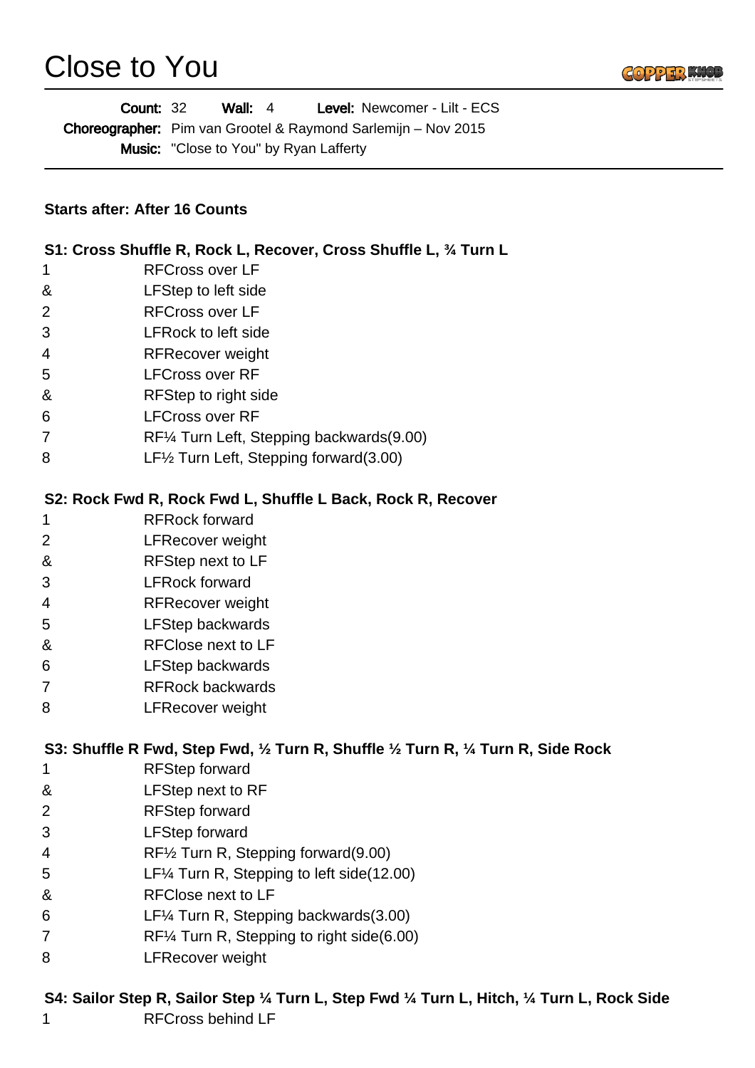# Close to You

**Count:** 32 **Wall:** 4 **Level:** Newcomer - Lilt - ECS
**Choreographer:** Pim van Grootel & Raymond Sarlemijn – Nov 2015
**Music:** "Close to You" by Ryan Lafferty

**Starts after: After 16 Counts**

**S1: Cross Shuffle R, Rock L, Recover, Cross Shuffle L, ¾ Turn L**

| | |
|---|---|
| 1 | RFCross over LF |
| & | LFStep to left side |
| 2 | RFCross over LF |
| 3 | LFRock to left side |
| 4 | RFRecover weight |
| 5 | LFCross over RF |
| & | RFStep to right side |
| 6 | LFCross over RF |
| 7 | RF¼ Turn Left, Stepping backwards(9.00) |
| 8 | LF½ Turn Left, Stepping forward(3.00) |

**S2: Rock Fwd R, Rock Fwd L, Shuffle L Back, Rock R, Recover**

| | |
|---|---|
| 1 | RFRock forward |
| 2 | LFRecover weight |
| & | RFStep next to LF |
| 3 | LFRock forward |
| 4 | RFRecover weight |
| 5 | LFStep backwards |
| & | RFClose next to LF |
| 6 | LFStep backwards |
| 7 | RFRock backwards |
| 8 | LFRecover weight |

**S3: Shuffle R Fwd, Step Fwd, ½ Turn R, Shuffle ½ Turn R, ¼ Turn R, Side Rock**

| | |
|---|---|
| 1 | RFStep forward |
| & | LFStep next to RF |
| 2 | RFStep forward |
| 3 | LFStep forward |
| 4 | RF½ Turn R, Stepping forward(9.00) |
| 5 | LF¼ Turn R, Stepping to left side(12.00) |
| & | RFClose next to LF |
| 6 | LF¼ Turn R, Stepping backwards(3.00) |
| 7 | RF¼ Turn R, Stepping to right side(6.00) |
| 8 | LFRecover weight |

**S4: Sailor Step R, Sailor Step ¼ Turn L, Step Fwd ¼ Turn L, Hitch, ¼ Turn L, Rock Side**

| | |
|---|---|
| 1 | RFCross behind LF |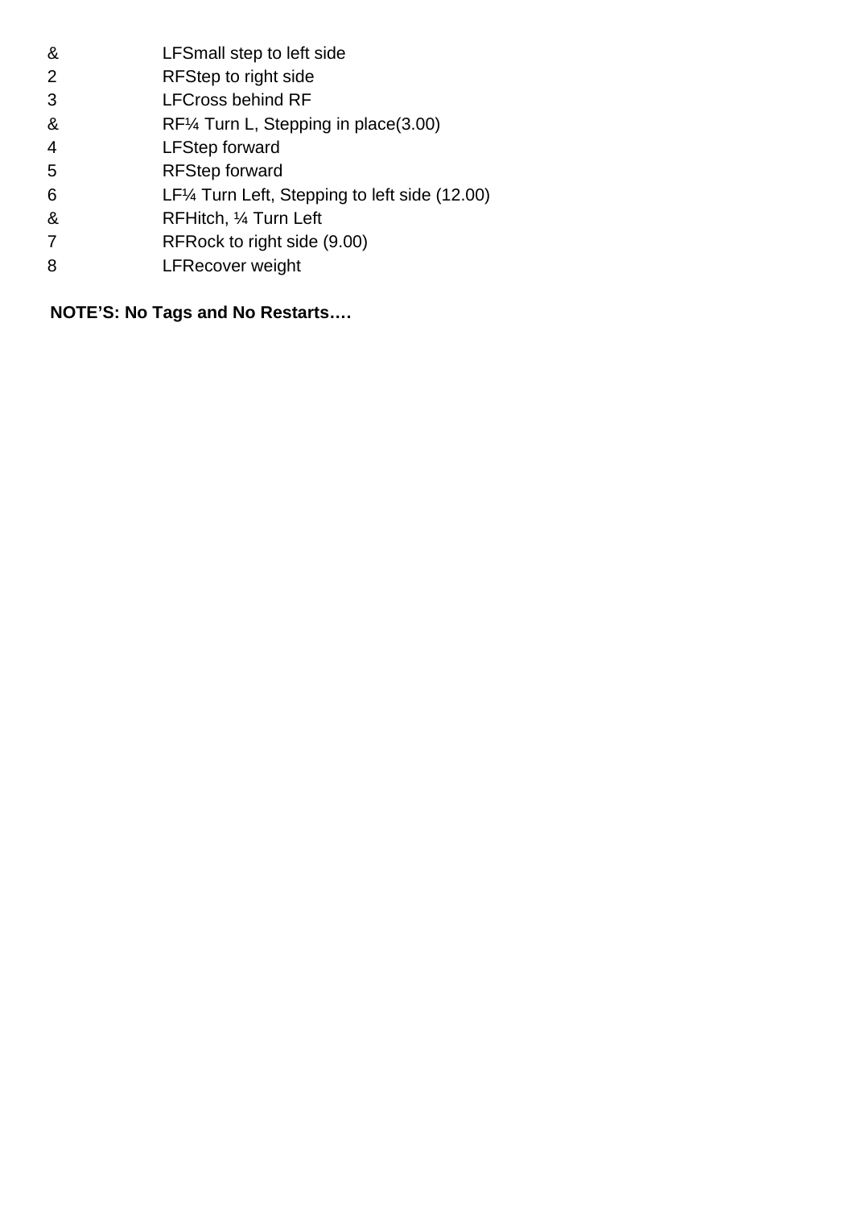| | | |
|---|---|---|
| & | LF | Small step to left side |
| 2 | RF | Step to right side |
| 3 | LF | Cross behind RF |
| & | RF | ¼ Turn L, Stepping in place(3.00) |
| 4 | LF | Step forward |
| 5 | RF | Step forward |
| 6 | LF | ¼ Turn Left, Stepping to left side (12.00) |
| & | RF | Hitch, ¼ Turn Left |
| 7 | RF | Rock to right side (9.00) |
| 8 | LF | Recover weight |

**NOTE'S: No Tags and No Restarts….**